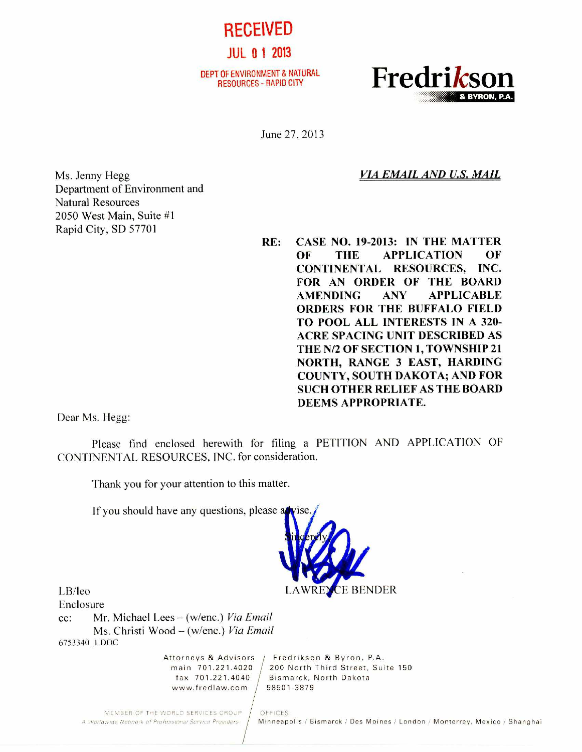**RECEIVED**

**JUL 0 1 2013**

DEPT OF ENVIRONMENT & NATURAL RESOURCES - RAPID CITY

**Fredrikson & BYRON, P.A.**

June 27, 2013

Ms. Jenny Hegg
Department of Environment and
Natural Resources
2050 West Main, Suite #1
Rapid City, SD 57701

***VIA EMAIL AND U.S. MAIL***

**RE: CASE NO. 19-2013: IN THE MATTER OF THE APPLICATION OF CONTINENTAL RESOURCES, INC. FOR AN ORDER OF THE BOARD AMENDING ANY APPLICABLE ORDERS FOR THE BUFFALO FIELD TO POOL ALL INTERESTS IN A 320-ACRE SPACING UNIT DESCRIBED AS THE N/2 OF SECTION 1, TOWNSHIP 21 NORTH, RANGE 3 EAST, HARDING COUNTY, SOUTH DAKOTA; AND FOR SUCH OTHER RELIEF AS THE BOARD DEEMS APPROPRIATE.**

Dear Ms. Hegg:

Please find enclosed herewith for filing a PETITION AND APPLICATION OF CONTINENTAL RESOURCES, INC. for consideration.

Thank you for your attention to this matter.

If you should have any questions, please advise.

Sincerely,

LAWRENCE BENDER

LB/leo
Enclosure
cc: Mr. Michael Lees – (w/enc.) *Via Email*
Ms. Christi Wood – (w/enc.) *Via Email*
6753340_1.DOC

Attorneys & Advisors
main 701.221.4020
fax 701.221.4040
www.fredlaw.com

Fredrikson & Byron, P.A.
200 North Third Street, Suite 150
Bismarck, North Dakota
58501-3879

MEMBER OF THE WORLD SERVICES GROUP
A Worldwide Network of Professional Service Providers

OFFICES:
Minneapolis / Bismarck / Des Moines / London / Monterrey, Mexico / Shanghai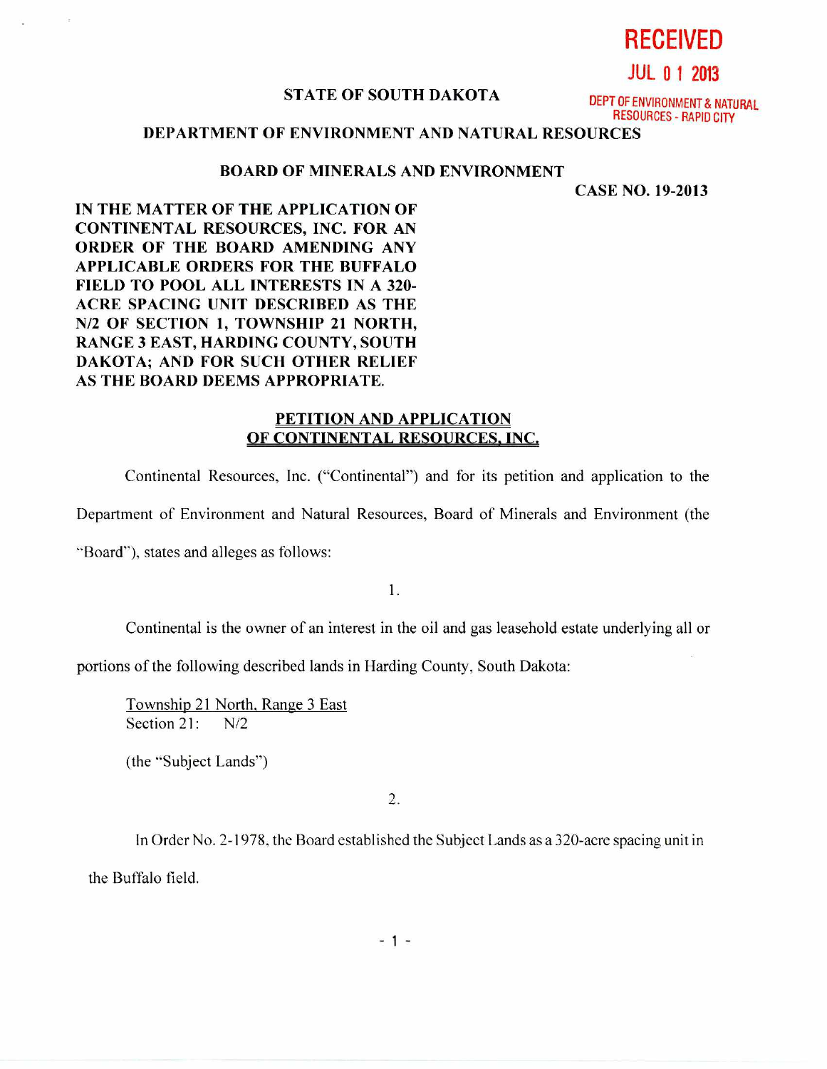**RECEIVED**

**JUL 01 2013**

DEPT OF ENVIRONMENT & NATURAL RESOURCES - RAPID CITY

**STATE OF SOUTH DAKOTA**

**DEPARTMENT OF ENVIRONMENT AND NATURAL RESOURCES**

**BOARD OF MINERALS AND ENVIRONMENT**

**CASE NO. 19-2013**

**IN THE MATTER OF THE APPLICATION OF CONTINENTAL RESOURCES, INC. FOR AN ORDER OF THE BOARD AMENDING ANY APPLICABLE ORDERS FOR THE BUFFALO FIELD TO POOL ALL INTERESTS IN A 320-ACRE SPACING UNIT DESCRIBED AS THE N/2 OF SECTION 1, TOWNSHIP 21 NORTH, RANGE 3 EAST, HARDING COUNTY, SOUTH DAKOTA; AND FOR SUCH OTHER RELIEF AS THE BOARD DEEMS APPROPRIATE.**

**PETITION AND APPLICATION OF CONTINENTAL RESOURCES, INC.**

Continental Resources, Inc. ("Continental") and for its petition and application to the Department of Environment and Natural Resources, Board of Minerals and Environment (the "Board"), states and alleges as follows:

1.

Continental is the owner of an interest in the oil and gas leasehold estate underlying all or portions of the following described lands in Harding County, South Dakota:

Township 21 North, Range 3 East
Section 21: N/2

(the "Subject Lands")

2.

In Order No. 2-1978, the Board established the Subject Lands as a 320-acre spacing unit in the Buffalo field.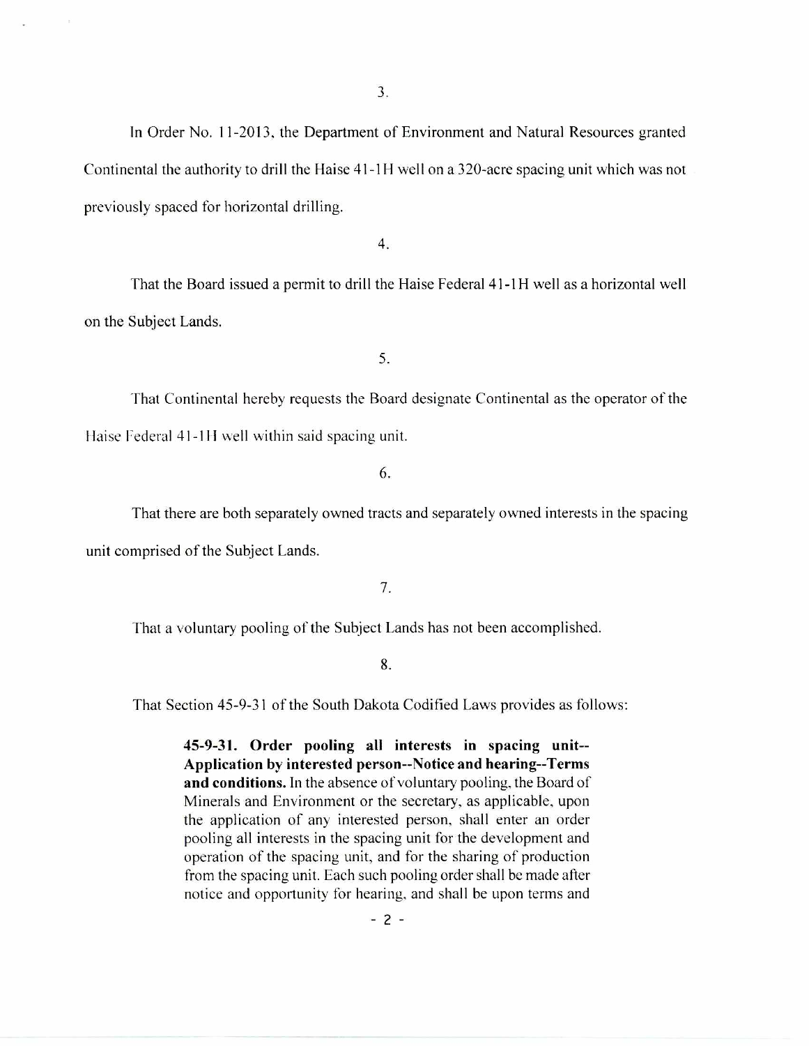3.

In Order No. 11-2013, the Department of Environment and Natural Resources granted Continental the authority to drill the Haise 41-1H well on a 320-acre spacing unit which was not previously spaced for horizontal drilling.

4.

That the Board issued a permit to drill the Haise Federal 41-1H well as a horizontal well on the Subject Lands.

5.

That Continental hereby requests the Board designate Continental as the operator of the Haise Federal 41-1H well within said spacing unit.

6.

That there are both separately owned tracts and separately owned interests in the spacing unit comprised of the Subject Lands.

7.

That a voluntary pooling of the Subject Lands has not been accomplished.

8.

That Section 45-9-31 of the South Dakota Codified Laws provides as follows:

> **45-9-31. Order pooling all interests in spacing unit--Application by interested person--Notice and hearing--Terms and conditions.** In the absence of voluntary pooling, the Board of Minerals and Environment or the secretary, as applicable, upon the application of any interested person, shall enter an order pooling all interests in the spacing unit for the development and operation of the spacing unit, and for the sharing of production from the spacing unit. Each such pooling order shall be made after notice and opportunity for hearing, and shall be upon terms and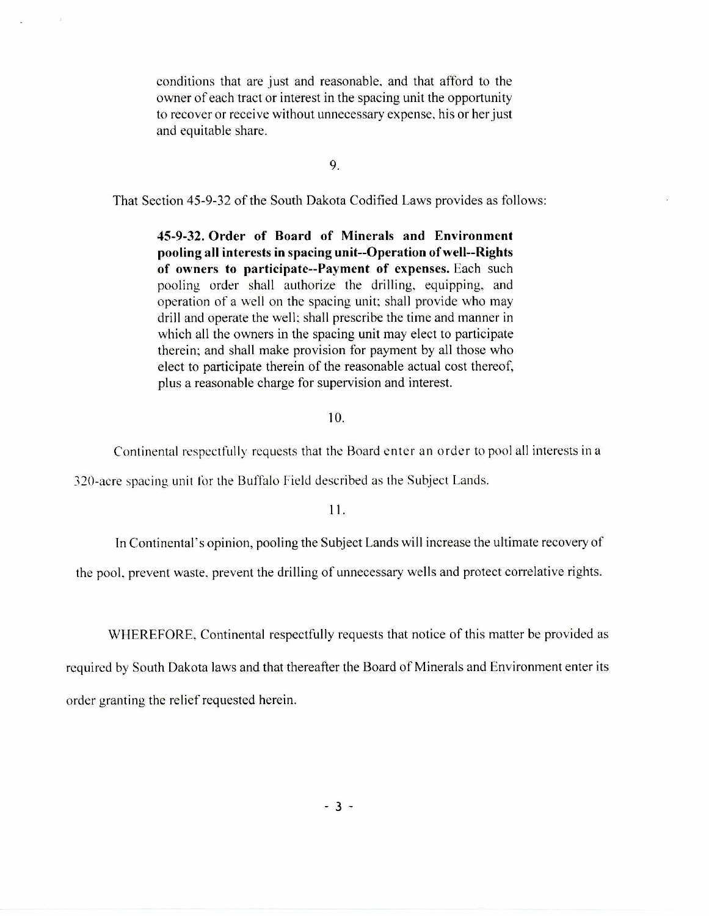conditions that are just and reasonable, and that afford to the owner of each tract or interest in the spacing unit the opportunity to recover or receive without unnecessary expense, his or her just and equitable share.

9.

That Section 45-9-32 of the South Dakota Codified Laws provides as follows:

> **45-9-32. Order of Board of Minerals and Environment pooling all interests in spacing unit--Operation of well--Rights of owners to participate--Payment of expenses.** Each such pooling order shall authorize the drilling, equipping, and operation of a well on the spacing unit; shall provide who may drill and operate the well; shall prescribe the time and manner in which all the owners in the spacing unit may elect to participate therein; and shall make provision for payment by all those who elect to participate therein of the reasonable actual cost thereof, plus a reasonable charge for supervision and interest.

10.

Continental respectfully requests that the Board enter an order to pool all interests in a 320-acre spacing unit for the Buffalo Field described as the Subject Lands.

11.

In Continental's opinion, pooling the Subject Lands will increase the ultimate recovery of the pool, prevent waste, prevent the drilling of unnecessary wells and protect correlative rights.

WHEREFORE, Continental respectfully requests that notice of this matter be provided as required by South Dakota laws and that thereafter the Board of Minerals and Environment enter its order granting the relief requested herein.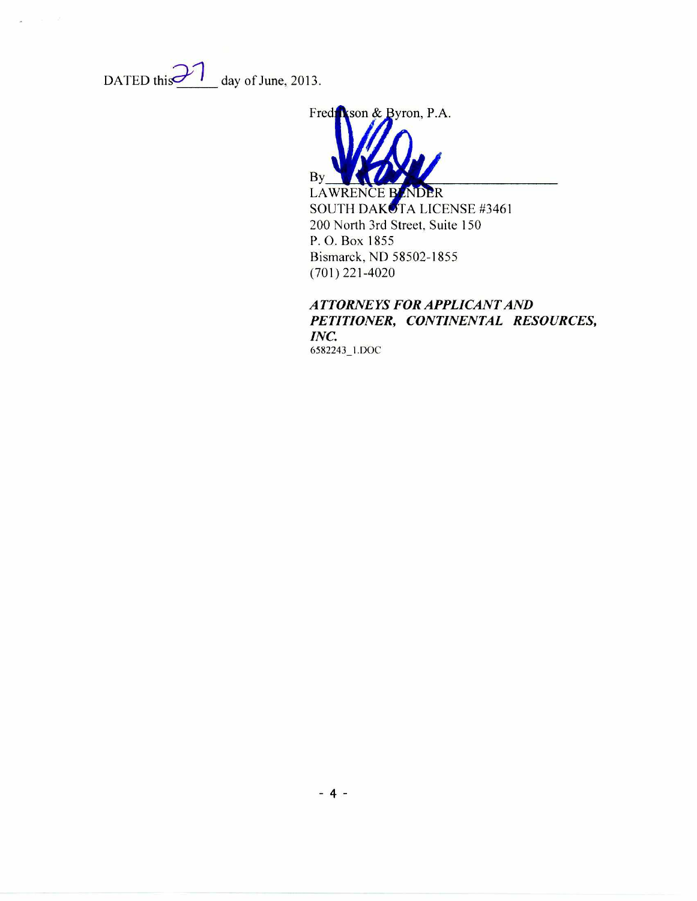DATED this 27 day of June, 2013.

Fredrikson & Byron, P.A.

By ______________________________

LAWRENCE BENDER
SOUTH DAKOTA LICENSE #3461
200 North 3rd Street, Suite 150
P. O. Box 1855
Bismarck, ND 58502-1855
(701) 221-4020

***ATTORNEYS FOR APPLICANT AND PETITIONER, CONTINENTAL RESOURCES, INC.***

6582243_1.DOC